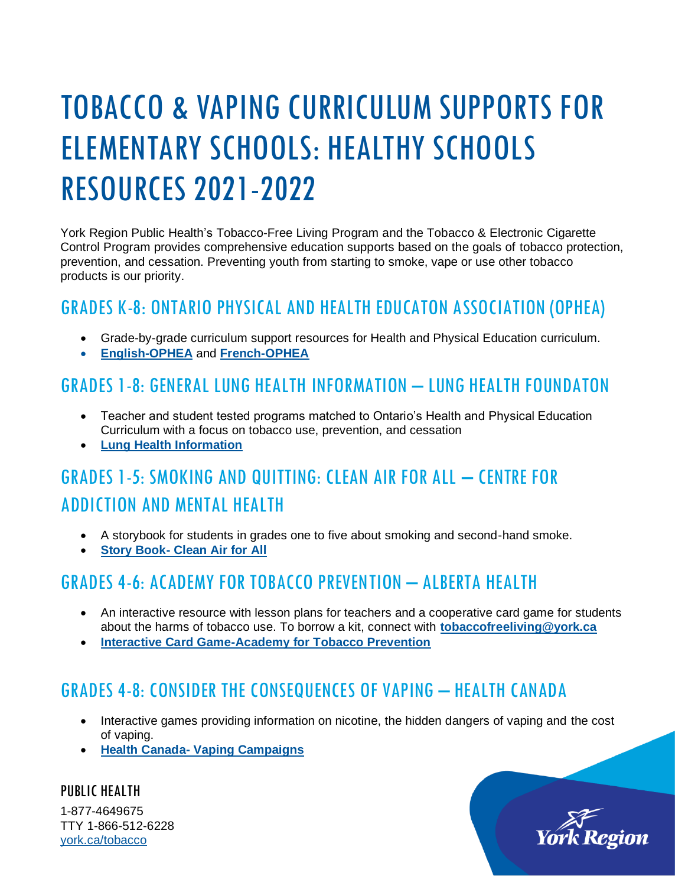# TOBACCO & VAPING CURRICULUM SUPPORTS FOR ELEMENTARY SCHOOLS: HEALTHY SCHOOLS RESOURCES 2021-2022

York Region Public Health's Tobacco-Free Living Program and the Tobacco & Electronic Cigarette Control Program provides comprehensive education supports based on the goals of tobacco protection, prevention, and cessation. Preventing youth from starting to smoke, vape or use other tobacco products is our priority.

## GRADES K-8: ONTARIO PHYSICAL AND HEALTH EDUCATON ASSOCIATION (OPHEA)

- Grade-by-grade curriculum support resources for Health and Physical Education curriculum.
- **English-OPHEA** and **French-OPHEA**

## GRADES 1-8: GENERAL LUNG HEALTH INFORMATION – LUNG HEALTH FOUNDATON

- Teacher and student tested programs matched to Ontario's Health and Physical Education Curriculum with a focus on tobacco use, prevention, and cessation
- **Lung Health Information**

## GRADES 1-5: SMOKING AND QUITTING: CLEAN AIR FOR ALL – CENTRE FOR ADDICTION AND MENTAL HEALTH

- A storybook for students in grades one to five about smoking and second-hand smoke.
- **Story Book- Clean Air for All**

## GRADES 4-6: ACADEMY FOR TOBACCO PREVENTION – ALBERTA HEALTH

- An interactive resource with lesson plans for teachers and a cooperative card game for students about the harms of tobacco use. To borrow a kit, connect with **tobaccofreeliving@york.ca**
- **Interactive Card Game-Academy for Tobacco Prevention**

## GRADES 4-8: CONSIDER THE CONSEQUENCES OF VAPING – HEALTH CANADA

- Interactive games providing information on nicotine, the hidden dangers of vaping and the cost of vaping.
- **Health Canada- Vaping Campaigns**

### PUBLIC HEALTH

1-877-4649675
TTY 1-866-512-6228
york.ca/tobacco

York Region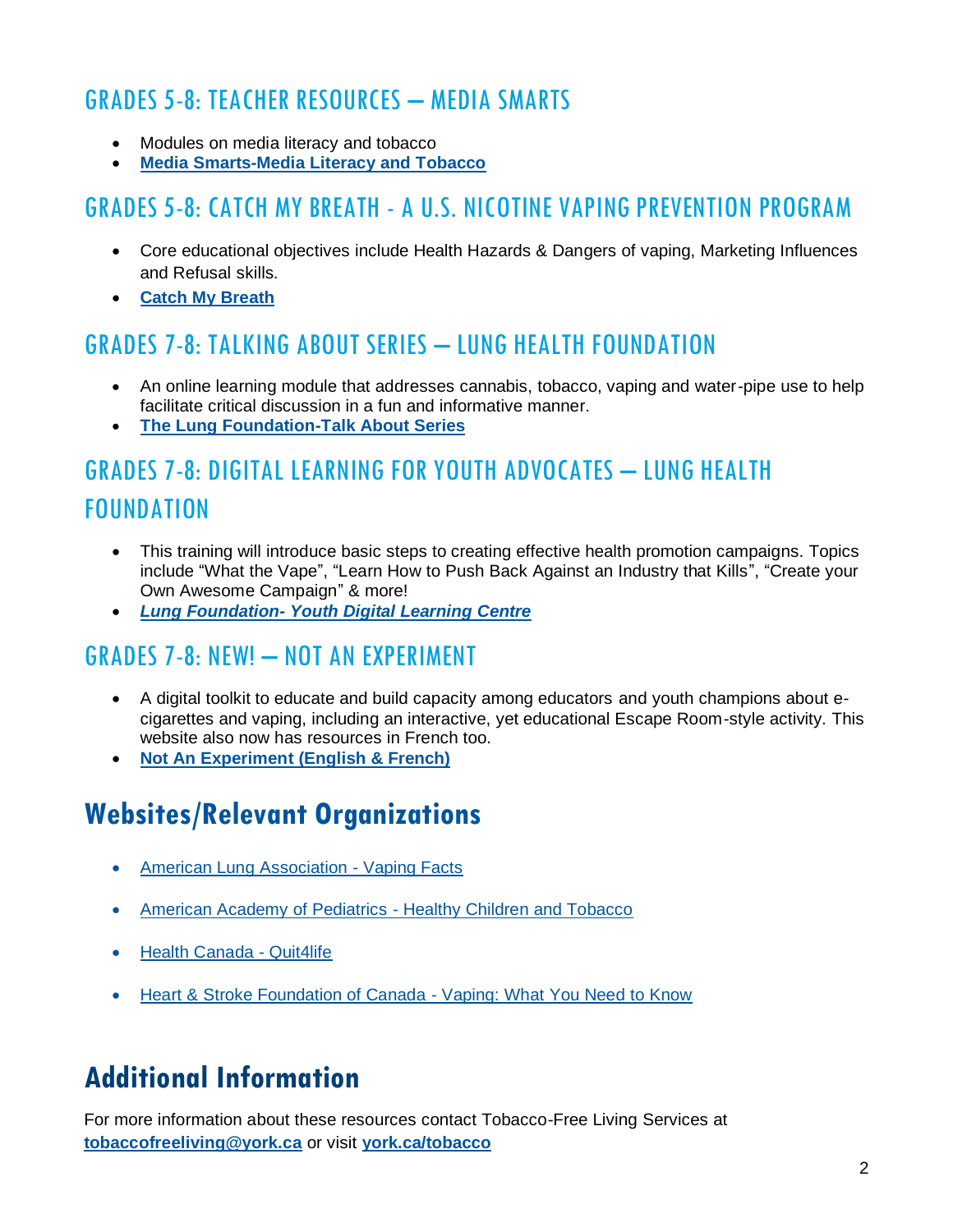## GRADES 5-8: TEACHER RESOURCES – MEDIA SMARTS

- Modules on media literacy and tobacco
- **Media Smarts-Media Literacy and Tobacco**

## GRADES 5-8: CATCH MY BREATH - A U.S. NICOTINE VAPING PREVENTION PROGRAM

- Core educational objectives include Health Hazards & Dangers of vaping, Marketing Influences and Refusal skills.
- **Catch My Breath**

## GRADES 7-8: TALKING ABOUT SERIES – LUNG HEALTH FOUNDATION

- An online learning module that addresses cannabis, tobacco, vaping and water-pipe use to help facilitate critical discussion in a fun and informative manner.
- **The Lung Foundation-Talk About Series**

## GRADES 7-8: DIGITAL LEARNING FOR YOUTH ADVOCATES – LUNG HEALTH FOUNDATION

- This training will introduce basic steps to creating effective health promotion campaigns. Topics include "What the Vape", "Learn How to Push Back Against an Industry that Kills", "Create your Own Awesome Campaign" & more!
- ***Lung Foundation- Youth Digital Learning Centre***

## GRADES 7-8: NEW! – NOT AN EXPERIMENT

- A digital toolkit to educate and build capacity among educators and youth champions about e-cigarettes and vaping, including an interactive, yet educational Escape Room-style activity. This website also now has resources in French too.
- **Not An Experiment (English & French)**

# Websites/Relevant Organizations

- American Lung Association - Vaping Facts
- American Academy of Pediatrics - Healthy Children and Tobacco
- Health Canada - Quit4life
- Heart & Stroke Foundation of Canada - Vaping: What You Need to Know

# Additional Information

For more information about these resources contact Tobacco-Free Living Services at **tobaccofreeliving@york.ca** or visit **york.ca/tobacco**